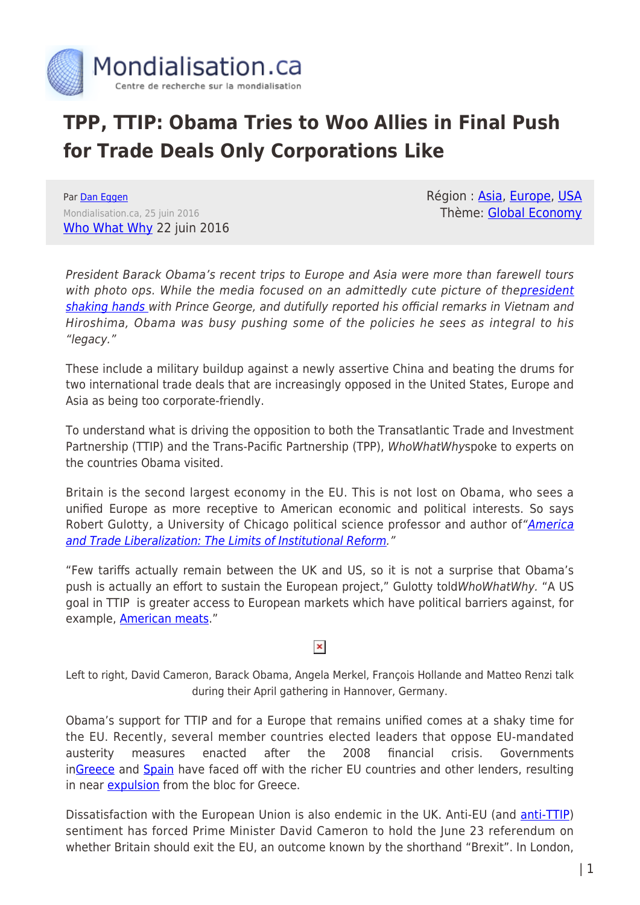Mondialisation.ca
Centre de recherche sur la mondialisation

# TPP, TTIP: Obama Tries to Woo Allies in Final Push for Trade Deals Only Corporations Like

Par Dan Eggen
Mondialisation.ca, 25 juin 2016
Who What Why 22 juin 2016

Région : Asia, Europe, USA
Thème: Global Economy

*President Barack Obama's recent trips to Europe and Asia were more than farewell tours with photo ops. While the media focused on an admittedly cute picture of thepresident shaking hands with Prince George, and dutifully reported his official remarks in Vietnam and Hiroshima, Obama was busy pushing some of the policies he sees as integral to his "legacy."*

These include a military buildup against a newly assertive China and beating the drums for two international trade deals that are increasingly opposed in the United States, Europe and Asia as being too corporate-friendly.

To understand what is driving the opposition to both the Transatlantic Trade and Investment Partnership (TTIP) and the Trans-Pacific Partnership (TPP), *WhoWhatWhy*spoke to experts on the countries Obama visited.

Britain is the second largest economy in the EU. This is not lost on Obama, who sees a unified Europe as more receptive to American economic and political interests. So says Robert Gulotty, a University of Chicago political science professor and author of*"America and Trade Liberalization: The Limits of Institutional Reform."*

"Few tariffs actually remain between the UK and US, so it is not a surprise that Obama's push is actually an effort to sustain the European project," Gulotty told*WhoWhatWhy.* "A US goal in TTIP is greater access to European markets which have political barriers against, for example, American meats."

Left to right, David Cameron, Barack Obama, Angela Merkel, François Hollande and Matteo Renzi talk during their April gathering in Hannover, Germany.

Obama's support for TTIP and for a Europe that remains unified comes at a shaky time for the EU. Recently, several member countries elected leaders that oppose EU-mandated austerity measures enacted after the 2008 financial crisis. Governments inGreece and Spain have faced off with the richer EU countries and other lenders, resulting in near expulsion from the bloc for Greece.

Dissatisfaction with the European Union is also endemic in the UK. Anti-EU (and anti-TTIP) sentiment has forced Prime Minister David Cameron to hold the June 23 referendum on whether Britain should exit the EU, an outcome known by the shorthand "Brexit". In London,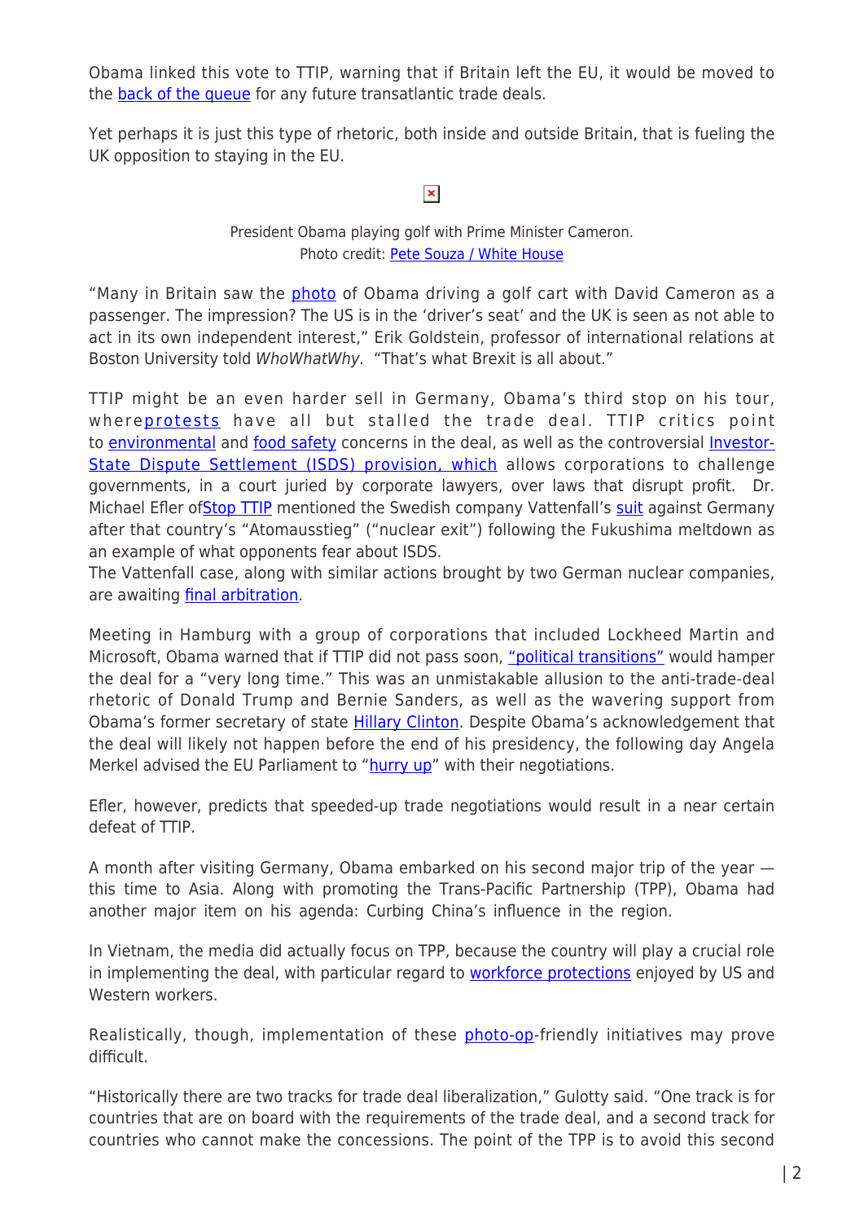Obama linked this vote to TTIP, warning that if Britain left the EU, it would be moved to the back of the queue for any future transatlantic trade deals.

Yet perhaps it is just this type of rhetoric, both inside and outside Britain, that is fueling the UK opposition to staying in the EU.

President Obama playing golf with Prime Minister Cameron.
Photo credit: Pete Souza / White House

"Many in Britain saw the photo of Obama driving a golf cart with David Cameron as a passenger. The impression? The US is in the 'driver's seat' and the UK is seen as not able to act in its own independent interest," Erik Goldstein, professor of international relations at Boston University told *WhoWhatWhy*. "That's what Brexit is all about."

TTIP might be an even harder sell in Germany, Obama's third stop on his tour, whereprotests have all but stalled the trade deal. TTIP critics point to environmental and food safety concerns in the deal, as well as the controversial Investor-State Dispute Settlement (ISDS) provision, which allows corporations to challenge governments, in a court juried by corporate lawyers, over laws that disrupt profit. Dr. Michael Efler ofStop TTIP mentioned the Swedish company Vattenfall's suit against Germany after that country's "Atomausstieg" ("nuclear exit") following the Fukushima meltdown as an example of what opponents fear about ISDS.
The Vattenfall case, along with similar actions brought by two German nuclear companies, are awaiting final arbitration.

Meeting in Hamburg with a group of corporations that included Lockheed Martin and Microsoft, Obama warned that if TTIP did not pass soon, "political transitions" would hamper the deal for a "very long time." This was an unmistakable allusion to the anti-trade-deal rhetoric of Donald Trump and Bernie Sanders, as well as the wavering support from Obama's former secretary of state Hillary Clinton. Despite Obama's acknowledgement that the deal will likely not happen before the end of his presidency, the following day Angela Merkel advised the EU Parliament to "hurry up" with their negotiations.

Efler, however, predicts that speeded-up trade negotiations would result in a near certain defeat of TTIP.

A month after visiting Germany, Obama embarked on his second major trip of the year — this time to Asia. Along with promoting the Trans-Pacific Partnership (TPP), Obama had another major item on his agenda: Curbing China's influence in the region.

In Vietnam, the media did actually focus on TPP, because the country will play a crucial role in implementing the deal, with particular regard to workforce protections enjoyed by US and Western workers.

Realistically, though, implementation of these photo-op-friendly initiatives may prove difficult.

"Historically there are two tracks for trade deal liberalization," Gulotty said. "One track is for countries that are on board with the requirements of the trade deal, and a second track for countries who cannot make the concessions. The point of the TPP is to avoid this second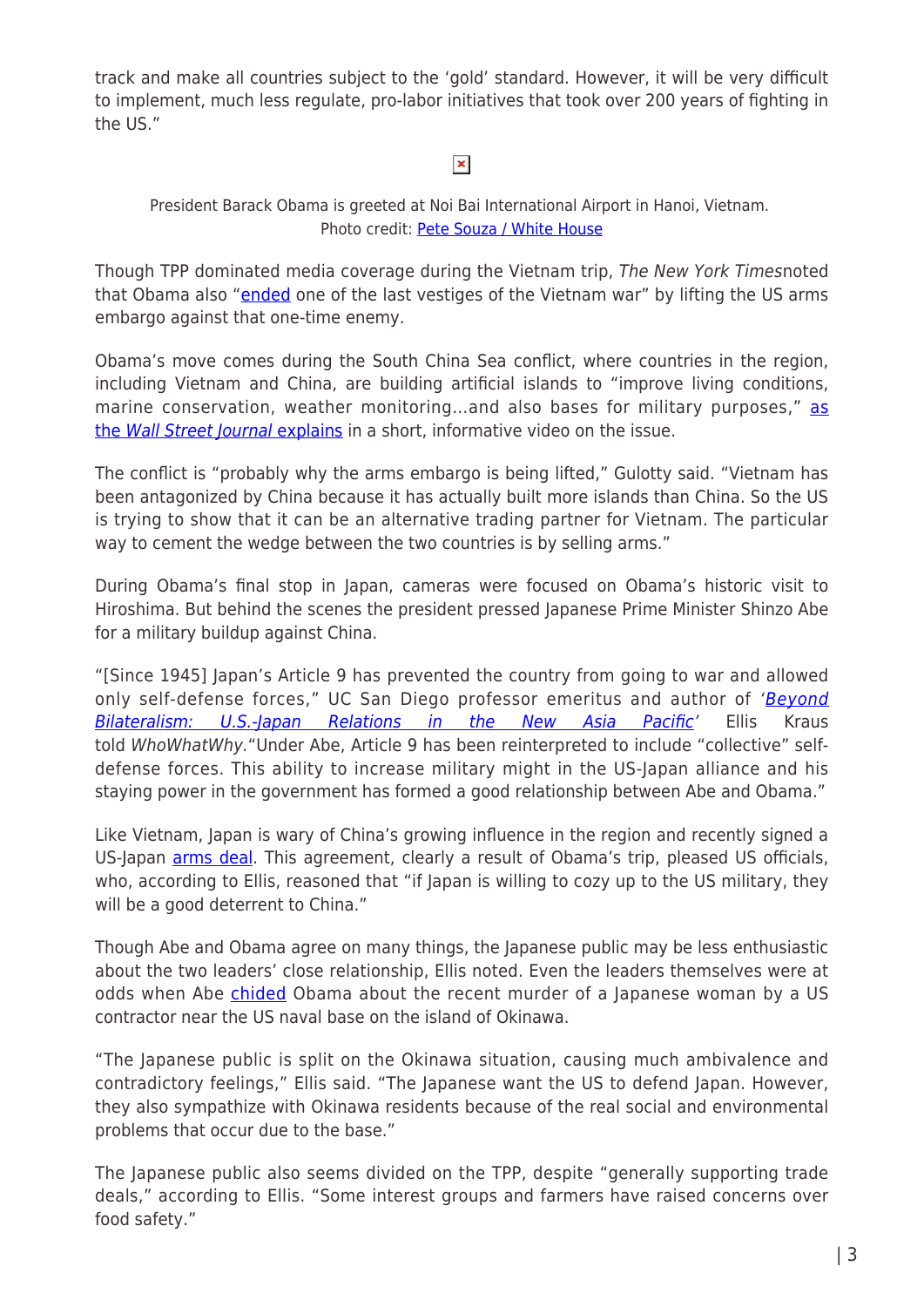track and make all countries subject to the 'gold' standard. However, it will be very difficult to implement, much less regulate, pro-labor initiatives that took over 200 years of fighting in the US."

President Barack Obama is greeted at Noi Bai International Airport in Hanoi, Vietnam. Photo credit: Pete Souza / White House

Though TPP dominated media coverage during the Vietnam trip, *The New York Times*noted that Obama also "ended one of the last vestiges of the Vietnam war" by lifting the US arms embargo against that one-time enemy.

Obama's move comes during the South China Sea conflict, where countries in the region, including Vietnam and China, are building artificial islands to "improve living conditions, marine conservation, weather monitoring…and also bases for military purposes," as the *Wall Street Journal* explains in a short, informative video on the issue.

The conflict is "probably why the arms embargo is being lifted," Gulotty said. "Vietnam has been antagonized by China because it has actually built more islands than China. So the US is trying to show that it can be an alternative trading partner for Vietnam. The particular way to cement the wedge between the two countries is by selling arms."

During Obama's final stop in Japan, cameras were focused on Obama's historic visit to Hiroshima. But behind the scenes the president pressed Japanese Prime Minister Shinzo Abe for a military buildup against China.

"[Since 1945] Japan's Article 9 has prevented the country from going to war and allowed only self-defense forces," UC San Diego professor emeritus and author of '*Beyond Bilateralism: U.S.-Japan Relations in the New Asia Pacific*' Ellis Kraus told *WhoWhatWhy*."Under Abe, Article 9 has been reinterpreted to include "collective" self-defense forces. This ability to increase military might in the US-Japan alliance and his staying power in the government has formed a good relationship between Abe and Obama."

Like Vietnam, Japan is wary of China's growing influence in the region and recently signed a US-Japan arms deal. This agreement, clearly a result of Obama's trip, pleased US officials, who, according to Ellis, reasoned that "if Japan is willing to cozy up to the US military, they will be a good deterrent to China."

Though Abe and Obama agree on many things, the Japanese public may be less enthusiastic about the two leaders' close relationship, Ellis noted. Even the leaders themselves were at odds when Abe chided Obama about the recent murder of a Japanese woman by a US contractor near the US naval base on the island of Okinawa.

"The Japanese public is split on the Okinawa situation, causing much ambivalence and contradictory feelings," Ellis said. "The Japanese want the US to defend Japan. However, they also sympathize with Okinawa residents because of the real social and environmental problems that occur due to the base."

The Japanese public also seems divided on the TPP, despite "generally supporting trade deals," according to Ellis. "Some interest groups and farmers have raised concerns over food safety."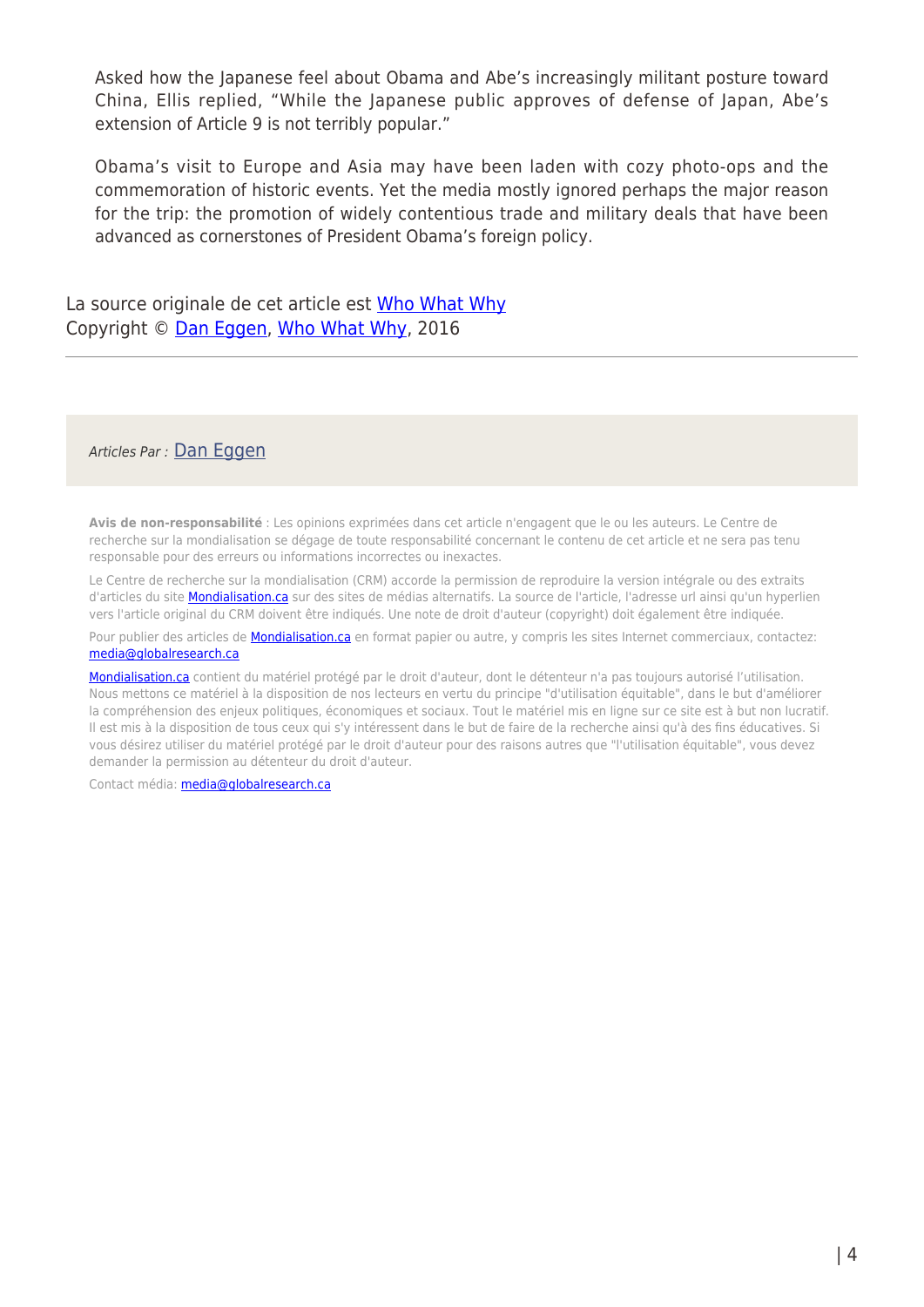Asked how the Japanese feel about Obama and Abe's increasingly militant posture toward China, Ellis replied, "While the Japanese public approves of defense of Japan, Abe's extension of Article 9 is not terribly popular."

Obama's visit to Europe and Asia may have been laden with cozy photo-ops and the commemoration of historic events. Yet the media mostly ignored perhaps the major reason for the trip: the promotion of widely contentious trade and military deals that have been advanced as cornerstones of President Obama's foreign policy.

La source originale de cet article est Who What Why
Copyright © Dan Eggen, Who What Why, 2016

---

*Articles Par :* Dan Eggen

**Avis de non-responsabilité** : Les opinions exprimées dans cet article n'engagent que le ou les auteurs. Le Centre de recherche sur la mondialisation se dégage de toute responsabilité concernant le contenu de cet article et ne sera pas tenu responsable pour des erreurs ou informations incorrectes ou inexactes.

Le Centre de recherche sur la mondialisation (CRM) accorde la permission de reproduire la version intégrale ou des extraits d'articles du site Mondialisation.ca sur des sites de médias alternatifs. La source de l'article, l'adresse url ainsi qu'un hyperlien vers l'article original du CRM doivent être indiqués. Une note de droit d'auteur (copyright) doit également être indiquée.

Pour publier des articles de Mondialisation.ca en format papier ou autre, y compris les sites Internet commerciaux, contactez: media@globalresearch.ca

Mondialisation.ca contient du matériel protégé par le droit d'auteur, dont le détenteur n'a pas toujours autorisé l'utilisation. Nous mettons ce matériel à la disposition de nos lecteurs en vertu du principe "d'utilisation équitable", dans le but d'améliorer la compréhension des enjeux politiques, économiques et sociaux. Tout le matériel mis en ligne sur ce site est à but non lucratif. Il est mis à la disposition de tous ceux qui s'y intéressent dans le but de faire de la recherche ainsi qu'à des fins éducatives. Si vous désirez utiliser du matériel protégé par le droit d'auteur pour des raisons autres que "l'utilisation équitable", vous devez demander la permission au détenteur du droit d'auteur.

Contact média: media@globalresearch.ca